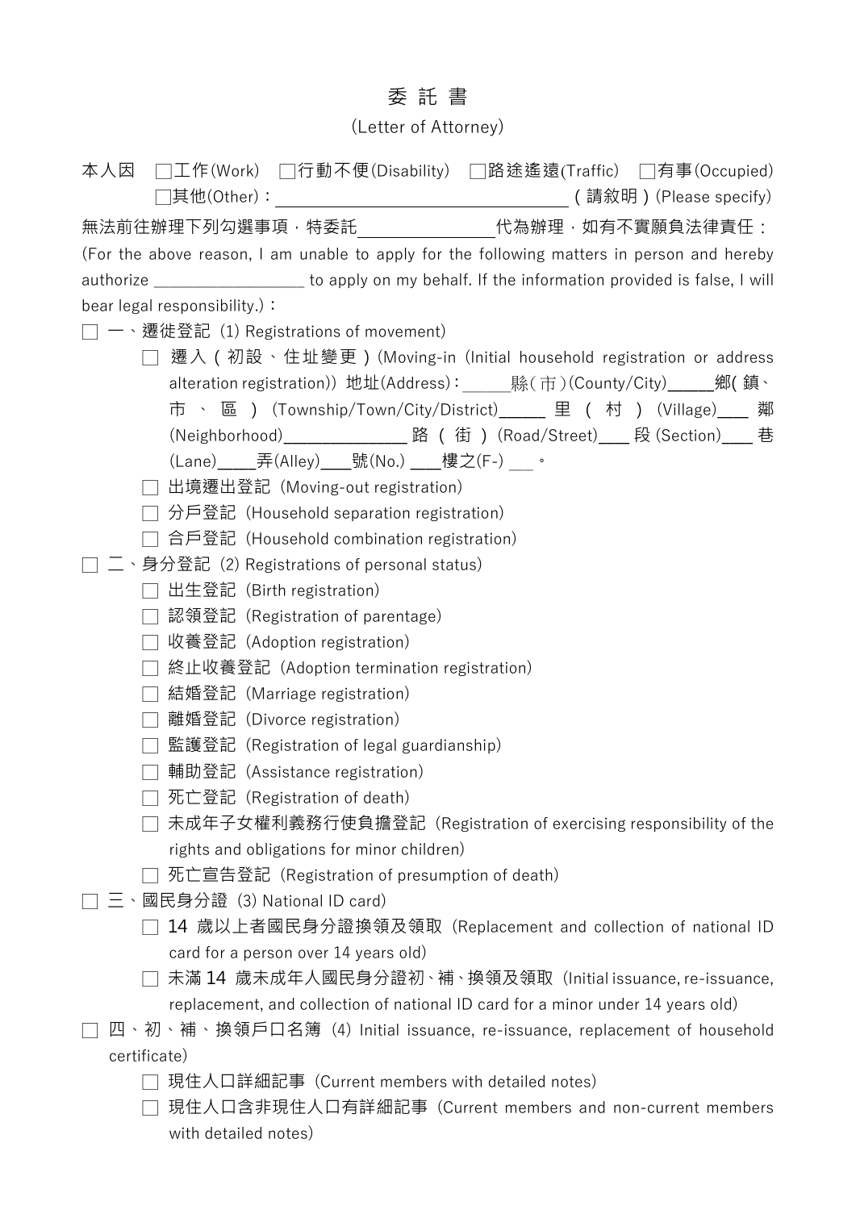# 委 託 書

(Letter of Attorney)

本人因 □工作(Work) □行動不便(Disability) □路途遙遠(Traffic) □有事(Occupied)
□其他(Other)：________________________（請敘明）(Please specify)

無法前往辦理下列勾選事項，特委託____________代為辦理，如有不實願負法律責任：
(For the above reason, I am unable to apply for the following matters in person and hereby authorize ______________ to apply on my behalf. If the information provided is false, I will bear legal responsibility.)：

□ 一、遷徙登記 (1) Registrations of movement)
- □ 遷入（初設、住址變更）(Moving-in (Initial household registration or address alteration registration)) 地址(Address)：_____縣(市)(County/City)_____鄉(鎮、市、區) (Township/Town/City/District)_____ 里 (村) (Village)___ 鄰 (Neighborhood)_____________ 路 (街) (Road/Street)___ 段 (Section)___ 巷 (Lane)____弄(Alley)___號(No.) ___樓之(F-) __。
- □ 出境遷出登記 (Moving-out registration)
- □ 分戶登記 (Household separation registration)
- □ 合戶登記 (Household combination registration)

□ 二、身分登記 (2) Registrations of personal status)
- □ 出生登記 (Birth registration)
- □ 認領登記 (Registration of parentage)
- □ 收養登記 (Adoption registration)
- □ 終止收養登記 (Adoption termination registration)
- □ 結婚登記 (Marriage registration)
- □ 離婚登記 (Divorce registration)
- □ 監護登記 (Registration of legal guardianship)
- □ 輔助登記 (Assistance registration)
- □ 死亡登記 (Registration of death)
- □ 未成年子女權利義務行使負擔登記 (Registration of exercising responsibility of the rights and obligations for minor children)
- □ 死亡宣告登記 (Registration of presumption of death)

□ 三、國民身分證 (3) National ID card)
- □ 14 歲以上者國民身分證換領及領取 (Replacement and collection of national ID card for a person over 14 years old)
- □ 未滿 14 歲未成年人國民身分證初、補、換領及領取 (Initial issuance, re-issuance, replacement, and collection of national ID card for a minor under 14 years old)

□ 四、初、補、換領戶口名簿 (4) Initial issuance, re-issuance, replacement of household certificate)
- □ 現住人口詳細記事 (Current members with detailed notes)
- □ 現住人口含非現住人口有詳細記事 (Current members and non-current members with detailed notes)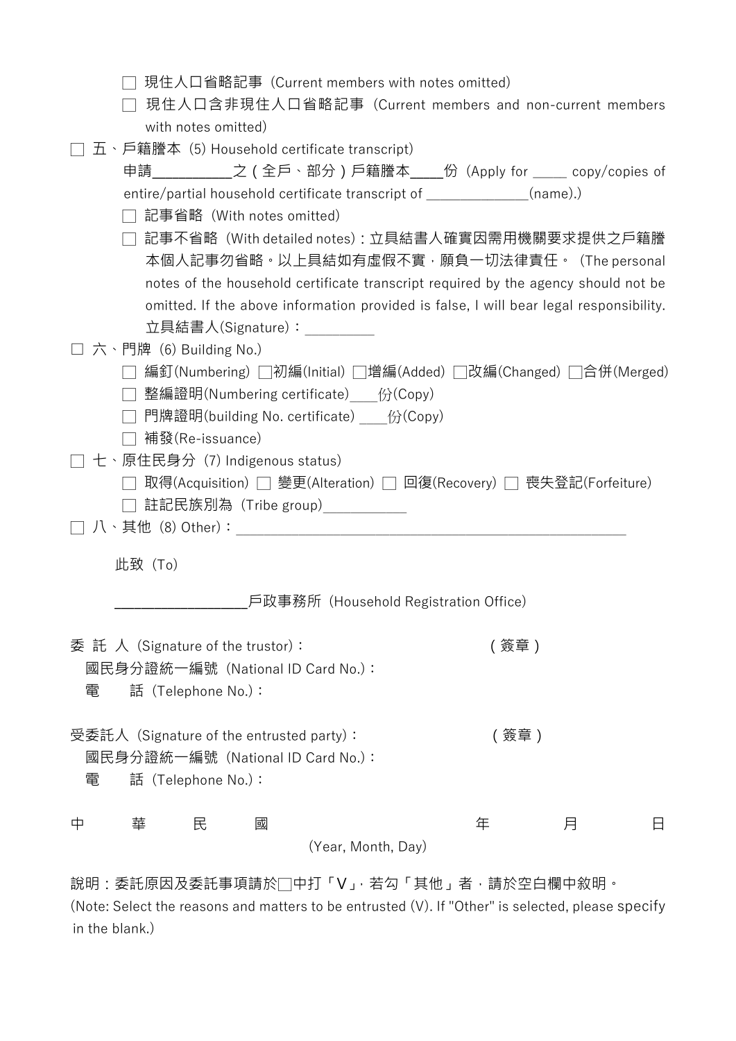- □ 現住人口省略記事（Current members with notes omitted）
- □ 現住人口含非現住人口省略記事（Current members and non-current members with notes omitted）

□ 五、戶籍謄本（5) Household certificate transcript）

申請__________之（全戶、部分）戶籍謄本____份（Apply for _____ copy/copies of entire/partial household certificate transcript of ______________(name).）

- □ 記事省略（With notes omitted）
- □ 記事不省略（With detailed notes)：立具結書人確實因需用機關要求提供之戶籍謄本個人記事勿省略。以上具結如有虛假不實，願負一切法律責任。（The personal notes of the household certificate transcript required by the agency should not be omitted. If the above information provided is false, I will bear legal responsibility. 立具結書人(Signature)：__________

□ 六、門牌（6) Building No.）

- □ 編釘(Numbering) □初編(Initial) □增編(Added) □改編(Changed) □合併(Merged)
- □ 整編證明(Numbering certificate)____份(Copy)
- □ 門牌證明(building No. certificate) ____份(Copy)
- □ 補發(Re-issuance)

□ 七、原住民身分（7) Indigenous status）

- □ 取得(Acquisition) □ 變更(Alteration) □ 回復(Recovery) □ 喪失登記(Forfeiture)
- □ 註記民族別為（Tribe group)___________

□ 八、其他（8) Other)：_____________________________________________________

此致（To）

_________________戶政事務所（Household Registration Office）

委 託 人（Signature of the trustor）：　　　　　　　　　　　　　（簽章）

國民身分證統一編號（National ID Card No.）：

電　　話（Telephone No.）：

受委託人（Signature of the entrusted party）：　　　　　　　　　（簽章）

國民身分證統一編號（National ID Card No.）：

電　　話（Telephone No.）：

中　　華　　民　　國　　　　　　　　　　年　　　　月　　　　日

(Year, Month, Day)

說明：委託原因及委託事項請於□中打「V」，若勾「其他」者，請於空白欄中敘明。

(Note: Select the reasons and matters to be entrusted (V). If "Other" is selected, please specify in the blank.)